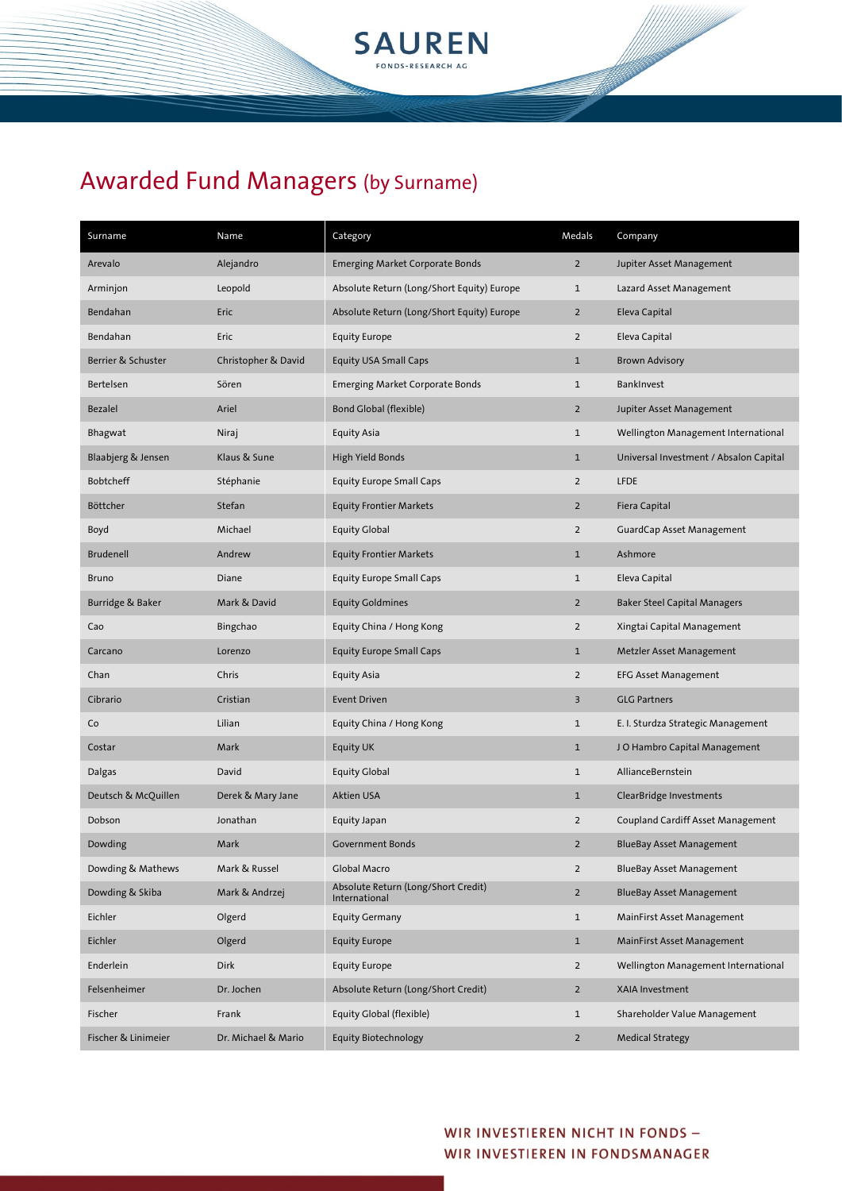# Awarded Fund Managers (by Surname)

| Surname | Name | Category | Medals | Company |
|---|---|---|---|---|
| Arevalo | Alejandro | Emerging Market Corporate Bonds | 2 | Jupiter Asset Management |
| Arminjon | Leopold | Absolute Return (Long/Short Equity) Europe | 1 | Lazard Asset Management |
| Bendahan | Eric | Absolute Return (Long/Short Equity) Europe | 2 | Eleva Capital |
| Bendahan | Eric | Equity Europe | 2 | Eleva Capital |
| Berrier & Schuster | Christopher & David | Equity USA Small Caps | 1 | Brown Advisory |
| Bertelsen | Sören | Emerging Market Corporate Bonds | 1 | BankInvest |
| Bezalel | Ariel | Bond Global (flexible) | 2 | Jupiter Asset Management |
| Bhagwat | Niraj | Equity Asia | 1 | Wellington Management International |
| Blaabjerg & Jensen | Klaus & Sune | High Yield Bonds | 1 | Universal Investment / Absalon Capital |
| Bobtcheff | Stéphanie | Equity Europe Small Caps | 2 | LFDE |
| Böttcher | Stefan | Equity Frontier Markets | 2 | Fiera Capital |
| Boyd | Michael | Equity Global | 2 | GuardCap Asset Management |
| Brudenell | Andrew | Equity Frontier Markets | 1 | Ashmore |
| Bruno | Diane | Equity Europe Small Caps | 1 | Eleva Capital |
| Burridge & Baker | Mark & David | Equity Goldmines | 2 | Baker Steel Capital Managers |
| Cao | Bingchao | Equity China / Hong Kong | 2 | Xingtai Capital Management |
| Carcano | Lorenzo | Equity Europe Small Caps | 1 | Metzler Asset Management |
| Chan | Chris | Equity Asia | 2 | EFG Asset Management |
| Cibrario | Cristian | Event Driven | 3 | GLG Partners |
| Co | Lilian | Equity China / Hong Kong | 1 | E. I. Sturdza Strategic Management |
| Costar | Mark | Equity UK | 1 | J O Hambro Capital Management |
| Dalgas | David | Equity Global | 1 | AllianceBernstein |
| Deutsch & McQuillen | Derek & Mary Jane | Aktien USA | 1 | ClearBridge Investments |
| Dobson | Jonathan | Equity Japan | 2 | Coupland Cardiff Asset Management |
| Dowding | Mark | Government Bonds | 2 | BlueBay Asset Management |
| Dowding & Mathews | Mark & Russel | Global Macro | 2 | BlueBay Asset Management |
| Dowding & Skiba | Mark & Andrzej | Absolute Return (Long/Short Credit) International | 2 | BlueBay Asset Management |
| Eichler | Olgerd | Equity Germany | 1 | MainFirst Asset Management |
| Eichler | Olgerd | Equity Europe | 1 | MainFirst Asset Management |
| Enderlein | Dirk | Equity Europe | 2 | Wellington Management International |
| Felsenheimer | Dr. Jochen | Absolute Return (Long/Short Credit) | 2 | XAIA Investment |
| Fischer | Frank | Equity Global (flexible) | 1 | Shareholder Value Management |
| Fischer & Linimeier | Dr. Michael & Mario | Equity Biotechnology | 2 | Medical Strategy |

WIR INVESTIEREN NICHT IN FONDS –
WIR INVESTIEREN IN FONDSMANAGER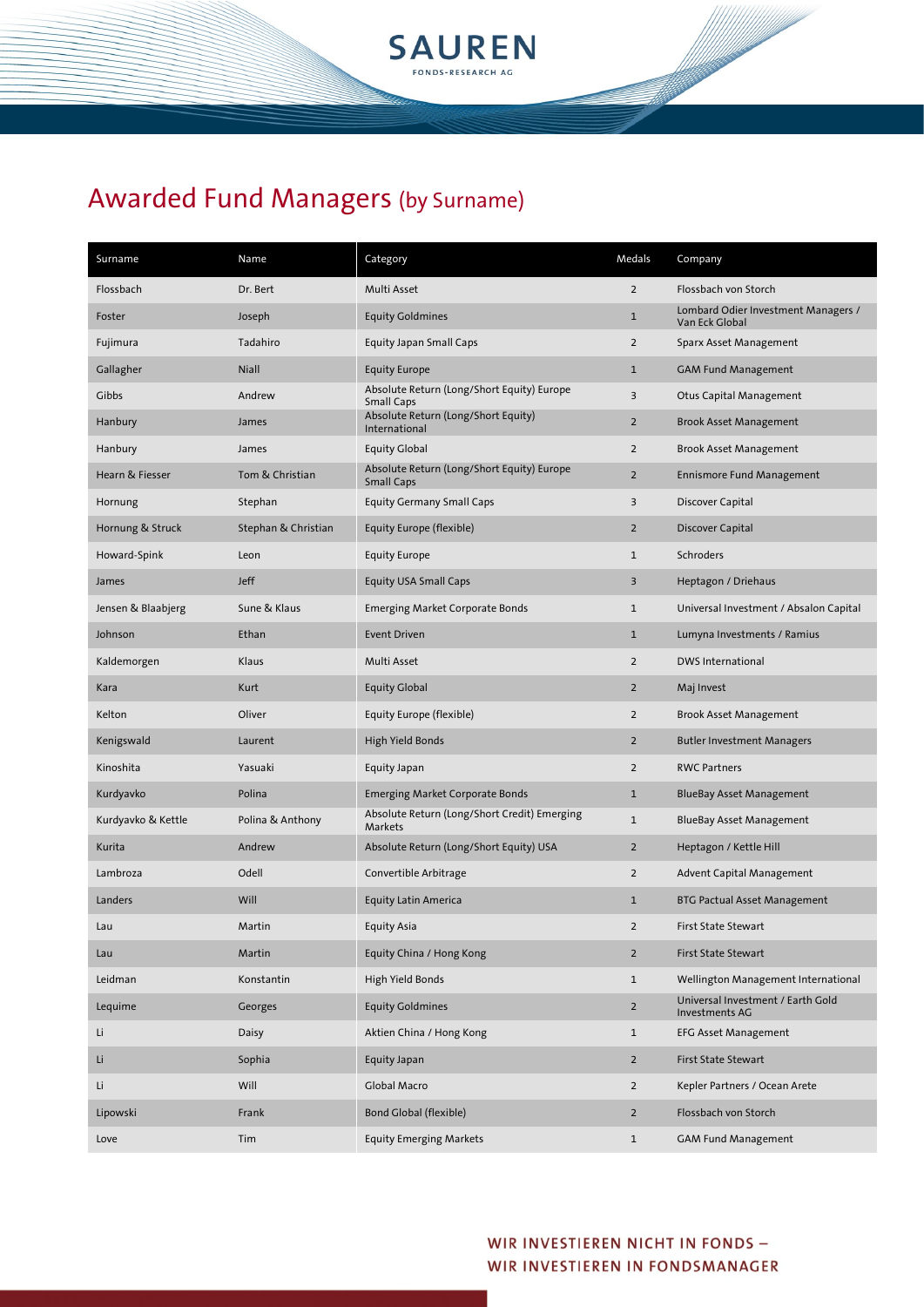# Awarded Fund Managers (by Surname)

| Surname | Name | Category | Medals | Company |
|---|---|---|---|---|
| Flossbach | Dr. Bert | Multi Asset | 2 | Flossbach von Storch |
| Foster | Joseph | Equity Goldmines | 1 | Lombard Odier Investment Managers / Van Eck Global |
| Fujimura | Tadahiro | Equity Japan Small Caps | 2 | Sparx Asset Management |
| Gallagher | Niall | Equity Europe | 1 | GAM Fund Management |
| Gibbs | Andrew | Absolute Return (Long/Short Equity) Europe Small Caps | 3 | Otus Capital Management |
| Hanbury | James | Absolute Return (Long/Short Equity) International | 2 | Brook Asset Management |
| Hanbury | James | Equity Global | 2 | Brook Asset Management |
| Hearn & Fiesser | Tom & Christian | Absolute Return (Long/Short Equity) Europe Small Caps | 2 | Ennismore Fund Management |
| Hornung | Stephan | Equity Germany Small Caps | 3 | Discover Capital |
| Hornung & Struck | Stephan & Christian | Equity Europe (flexible) | 2 | Discover Capital |
| Howard-Spink | Leon | Equity Europe | 1 | Schroders |
| James | Jeff | Equity USA Small Caps | 3 | Heptagon / Driehaus |
| Jensen & Blaabjerg | Sune & Klaus | Emerging Market Corporate Bonds | 1 | Universal Investment / Absalon Capital |
| Johnson | Ethan | Event Driven | 1 | Lumyna Investments / Ramius |
| Kaldemorgen | Klaus | Multi Asset | 2 | DWS International |
| Kara | Kurt | Equity Global | 2 | Maj Invest |
| Kelton | Oliver | Equity Europe (flexible) | 2 | Brook Asset Management |
| Kenigswald | Laurent | High Yield Bonds | 2 | Butler Investment Managers |
| Kinoshita | Yasuaki | Equity Japan | 2 | RWC Partners |
| Kurdyavko | Polina | Emerging Market Corporate Bonds | 1 | BlueBay Asset Management |
| Kurdyavko & Kettle | Polina & Anthony | Absolute Return (Long/Short Credit) Emerging Markets | 1 | BlueBay Asset Management |
| Kurita | Andrew | Absolute Return (Long/Short Equity) USA | 2 | Heptagon / Kettle Hill |
| Lambroza | Odell | Convertible Arbitrage | 2 | Advent Capital Management |
| Landers | Will | Equity Latin America | 1 | BTG Pactual Asset Management |
| Lau | Martin | Equity Asia | 2 | First State Stewart |
| Lau | Martin | Equity China / Hong Kong | 2 | First State Stewart |
| Leidman | Konstantin | High Yield Bonds | 1 | Wellington Management International |
| Lequime | Georges | Equity Goldmines | 2 | Universal Investment / Earth Gold Investments AG |
| Li | Daisy | Aktien China / Hong Kong | 1 | EFG Asset Management |
| Li | Sophia | Equity Japan | 2 | First State Stewart |
| Li | Will | Global Macro | 2 | Kepler Partners / Ocean Arete |
| Lipowski | Frank | Bond Global (flexible) | 2 | Flossbach von Storch |
| Love | Tim | Equity Emerging Markets | 1 | GAM Fund Management |

WIR INVESTIEREN NICHT IN FONDS –
WIR INVESTIEREN IN FONDSMANAGER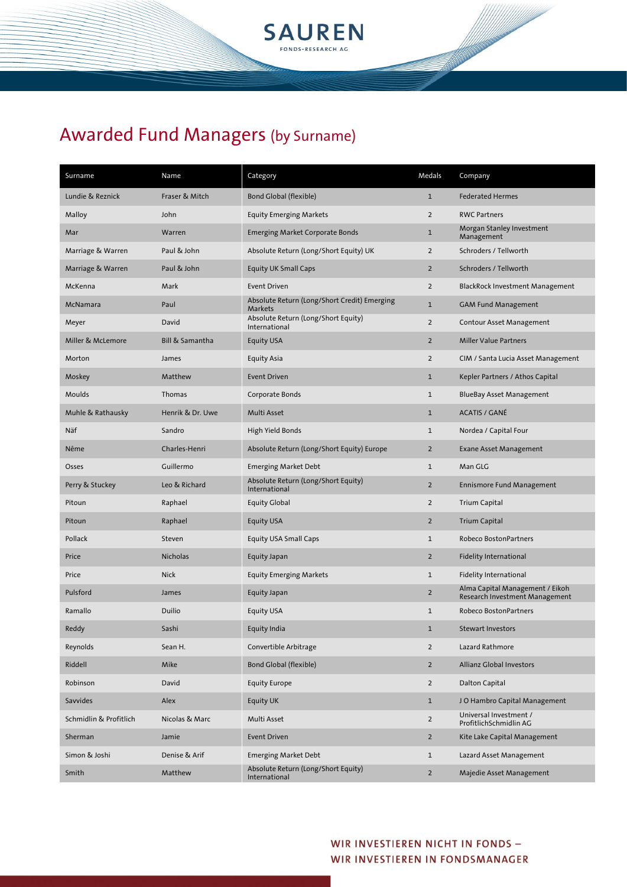# Awarded Fund Managers (by Surname)

| Surname | Name | Category | Medals | Company |
|---|---|---|---|---|
| Lundie & Reznick | Fraser & Mitch | Bond Global (flexible) | 1 | Federated Hermes |
| Malloy | John | Equity Emerging Markets | 2 | RWC Partners |
| Mar | Warren | Emerging Market Corporate Bonds | 1 | Morgan Stanley Investment Management |
| Marriage & Warren | Paul & John | Absolute Return (Long/Short Equity) UK | 2 | Schroders / Tellworth |
| Marriage & Warren | Paul & John | Equity UK Small Caps | 2 | Schroders / Tellworth |
| McKenna | Mark | Event Driven | 2 | BlackRock Investment Management |
| McNamara | Paul | Absolute Return (Long/Short Credit) Emerging Markets | 1 | GAM Fund Management |
| Meyer | David | Absolute Return (Long/Short Equity) International | 2 | Contour Asset Management |
| Miller & McLemore | Bill & Samantha | Equity USA | 2 | Miller Value Partners |
| Morton | James | Equity Asia | 2 | CIM / Santa Lucia Asset Management |
| Moskey | Matthew | Event Driven | 1 | Kepler Partners / Athos Capital |
| Moulds | Thomas | Corporate Bonds | 1 | BlueBay Asset Management |
| Muhle & Rathausky | Henrik & Dr. Uwe | Multi Asset | 1 | ACATIS / GANÉ |
| Näf | Sandro | High Yield Bonds | 1 | Nordea / Capital Four |
| Nême | Charles-Henri | Absolute Return (Long/Short Equity) Europe | 2 | Exane Asset Management |
| Osses | Guillermo | Emerging Market Debt | 1 | Man GLG |
| Perry & Stuckey | Leo & Richard | Absolute Return (Long/Short Equity) International | 2 | Ennismore Fund Management |
| Pitoun | Raphael | Equity Global | 2 | Trium Capital |
| Pitoun | Raphael | Equity USA | 2 | Trium Capital |
| Pollack | Steven | Equity USA Small Caps | 1 | Robeco BostonPartners |
| Price | Nicholas | Equity Japan | 2 | Fidelity International |
| Price | Nick | Equity Emerging Markets | 1 | Fidelity International |
| Pulsford | James | Equity Japan | 2 | Alma Capital Management / Eikoh Research Investment Management |
| Ramallo | Duilio | Equity USA | 1 | Robeco BostonPartners |
| Reddy | Sashi | Equity India | 1 | Stewart Investors |
| Reynolds | Sean H. | Convertible Arbitrage | 2 | Lazard Rathmore |
| Riddell | Mike | Bond Global (flexible) | 2 | Allianz Global Investors |
| Robinson | David | Equity Europe | 2 | Dalton Capital |
| Savvides | Alex | Equity UK | 1 | J O Hambro Capital Management |
| Schmidlin & Profitlich | Nicolas & Marc | Multi Asset | 2 | Universal Investment / ProfitlichSchmidlin AG |
| Sherman | Jamie | Event Driven | 2 | Kite Lake Capital Management |
| Simon & Joshi | Denise & Arif | Emerging Market Debt | 1 | Lazard Asset Management |
| Smith | Matthew | Absolute Return (Long/Short Equity) International | 2 | Majedie Asset Management |

WIR INVESTIEREN NICHT IN FONDS –
WIR INVESTIEREN IN FONDSMANAGER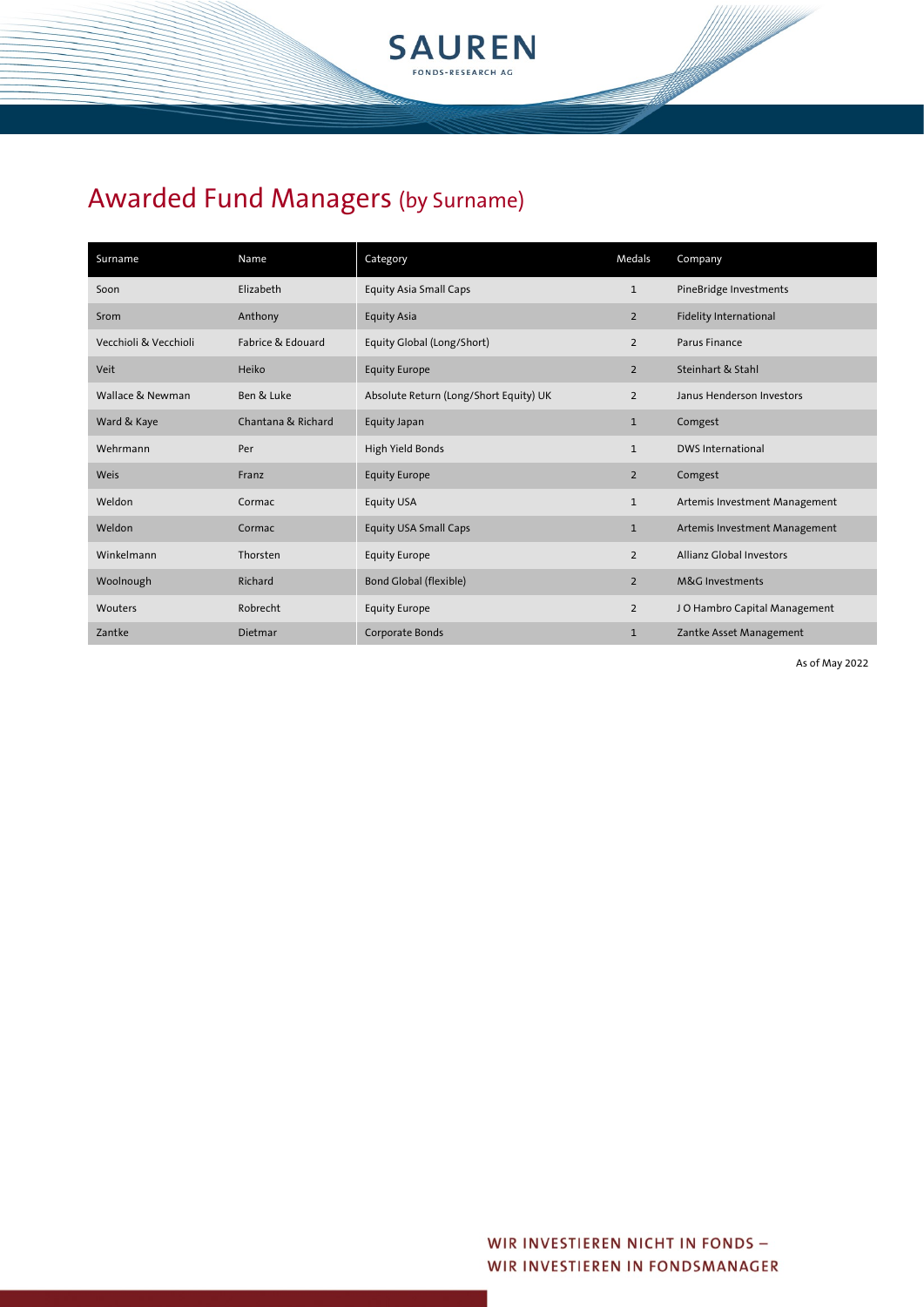# Awarded Fund Managers (by Surname)

| Surname | Name | Category | Medals | Company |
|---|---|---|---|---|
| Soon | Elizabeth | Equity Asia Small Caps | 1 | PineBridge Investments |
| Srom | Anthony | Equity Asia | 2 | Fidelity International |
| Vecchioli & Vecchioli | Fabrice & Edouard | Equity Global (Long/Short) | 2 | Parus Finance |
| Veit | Heiko | Equity Europe | 2 | Steinhart & Stahl |
| Wallace & Newman | Ben & Luke | Absolute Return (Long/Short Equity) UK | 2 | Janus Henderson Investors |
| Ward & Kaye | Chantana & Richard | Equity Japan | 1 | Comgest |
| Wehrmann | Per | High Yield Bonds | 1 | DWS International |
| Weis | Franz | Equity Europe | 2 | Comgest |
| Weldon | Cormac | Equity USA | 1 | Artemis Investment Management |
| Weldon | Cormac | Equity USA Small Caps | 1 | Artemis Investment Management |
| Winkelmann | Thorsten | Equity Europe | 2 | Allianz Global Investors |
| Woolnough | Richard | Bond Global (flexible) | 2 | M&G Investments |
| Wouters | Robrecht | Equity Europe | 2 | J O Hambro Capital Management |
| Zantke | Dietmar | Corporate Bonds | 1 | Zantke Asset Management |

As of May 2022